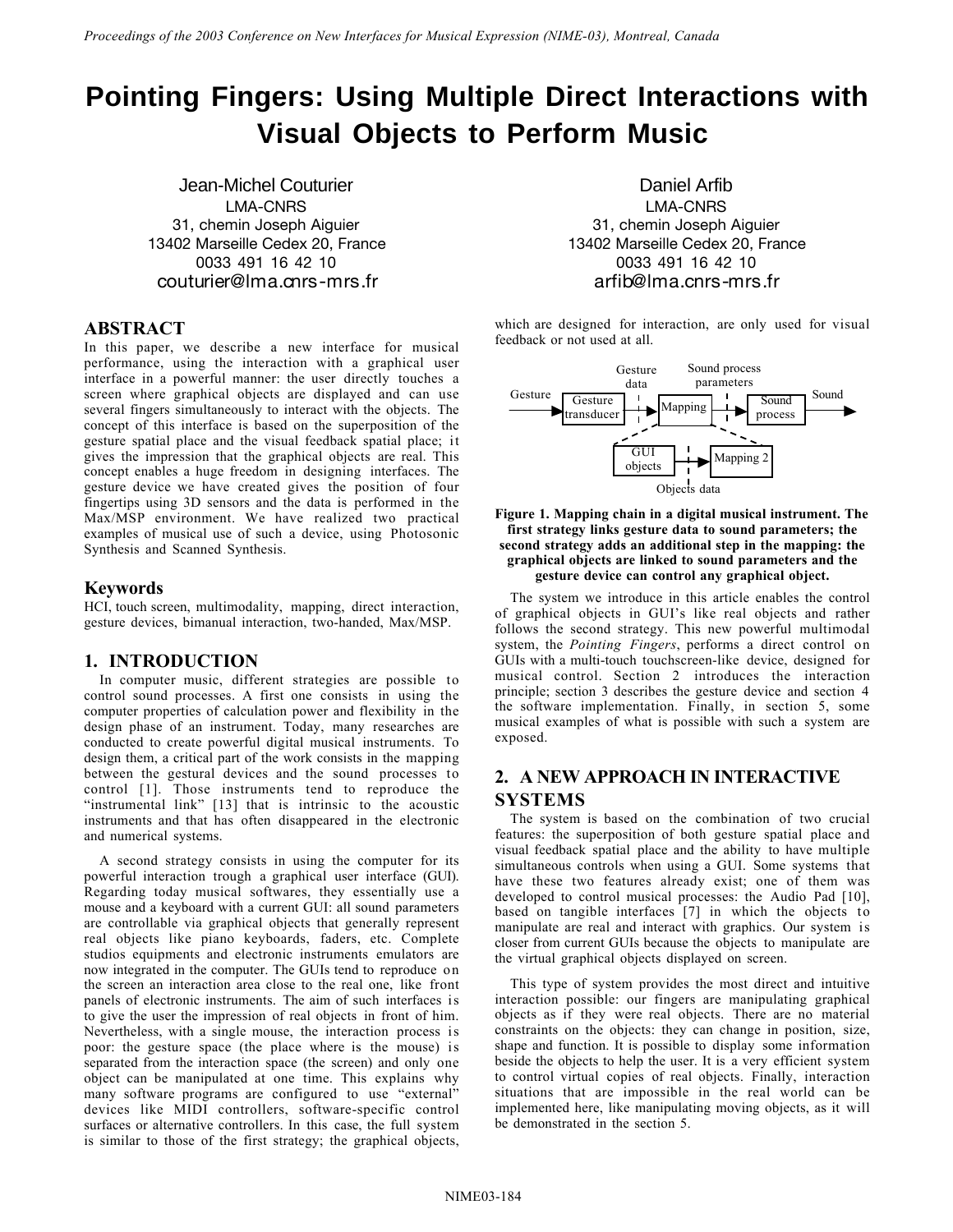# Pointing Fingers: Using Multiple Direct Interactions with Visual Objects to Perform Music

Jean-Michel Couturier
LMA-CNRS
31, chemin Joseph Aiguier
13402 Marseille Cedex 20, France
0033 491 16 42 10
couturier@lma.cnrs-mrs.fr

Daniel Arfib
LMA-CNRS
31, chemin Joseph Aiguier
13402 Marseille Cedex 20, France
0033 491 16 42 10
arfib@lma.cnrs-mrs.fr

## ABSTRACT

In this paper, we describe a new interface for musical performance, using the interaction with a graphical user interface in a powerful manner: the user directly touches a screen where graphical objects are displayed and can use several fingers simultaneously to interact with the objects. The concept of this interface is based on the superposition of the gesture spatial place and the visual feedback spatial place; it gives the impression that the graphical objects are real. This concept enables a huge freedom in designing interfaces. The gesture device we have created gives the position of four fingertips using 3D sensors and the data is performed in the Max/MSP environment. We have realized two practical examples of musical use of such a device, using Photosonic Synthesis and Scanned Synthesis.

## Keywords

HCI, touch screen, multimodality, mapping, direct interaction, gesture devices, bimanual interaction, two-handed, Max/MSP.

## 1. INTRODUCTION

In computer music, different strategies are possible to control sound processes. A first one consists in using the computer properties of calculation power and flexibility in the design phase of an instrument. Today, many researches are conducted to create powerful digital musical instruments. To design them, a critical part of the work consists in the mapping between the gestural devices and the sound processes to control [1]. Those instruments tend to reproduce the "instrumental link" [13] that is intrinsic to the acoustic instruments and that has often disappeared in the electronic and numerical systems.

A second strategy consists in using the computer for its powerful interaction trough a graphical user interface (GUI). Regarding today musical softwares, they essentially use a mouse and a keyboard with a current GUI: all sound parameters are controllable via graphical objects that generally represent real objects like piano keyboards, faders, etc. Complete studios equipments and electronic instruments emulators are now integrated in the computer. The GUIs tend to reproduce on the screen an interaction area close to the real one, like front panels of electronic instruments. The aim of such interfaces is to give the user the impression of real objects in front of him. Nevertheless, with a single mouse, the interaction process is poor: the gesture space (the place where is the mouse) is separated from the interaction space (the screen) and only one object can be manipulated at one time. This explains why many software programs are configured to use "external" devices like MIDI controllers, software-specific control surfaces or alternative controllers. In this case, the full system is similar to those of the first strategy; the graphical objects, which are designed for interaction, are only used for visual feedback or not used at all.

Gesture → [Gesture transducer] — Gesture data → [Mapping] — Sound process parameters → [Sound process] → Sound

[GUI objects] — Objects data → [Mapping 2]

**Figure 1. Mapping chain in a digital musical instrument. The first strategy links gesture data to sound parameters; the second strategy adds an additional step in the mapping: the graphical objects are linked to sound parameters and the gesture device can control any graphical object.**

The system we introduce in this article enables the control of graphical objects in GUI's like real objects and rather follows the second strategy. This new powerful multimodal system, the *Pointing Fingers*, performs a direct control on GUIs with a multi-touch touchscreen-like device, designed for musical control. Section 2 introduces the interaction principle; section 3 describes the gesture device and section 4 the software implementation. Finally, in section 5, some musical examples of what is possible with such a system are exposed.

## 2. A NEW APPROACH IN INTERACTIVE SYSTEMS

The system is based on the combination of two crucial features: the superposition of both gesture spatial place and visual feedback spatial place and the ability to have multiple simultaneous controls when using a GUI. Some systems that have these two features already exist; one of them was developed to control musical processes: the Audio Pad [10], based on tangible interfaces [7] in which the objects to manipulate are real and interact with graphics. Our system is closer from current GUIs because the objects to manipulate are the virtual graphical objects displayed on screen.

This type of system provides the most direct and intuitive interaction possible: our fingers are manipulating graphical objects as if they were real objects. There are no material constraints on the objects: they can change in position, size, shape and function. It is possible to display some information beside the objects to help the user. It is a very efficient system to control virtual copies of real objects. Finally, interaction situations that are impossible in the real world can be implemented here, like manipulating moving objects, as it will be demonstrated in the section 5.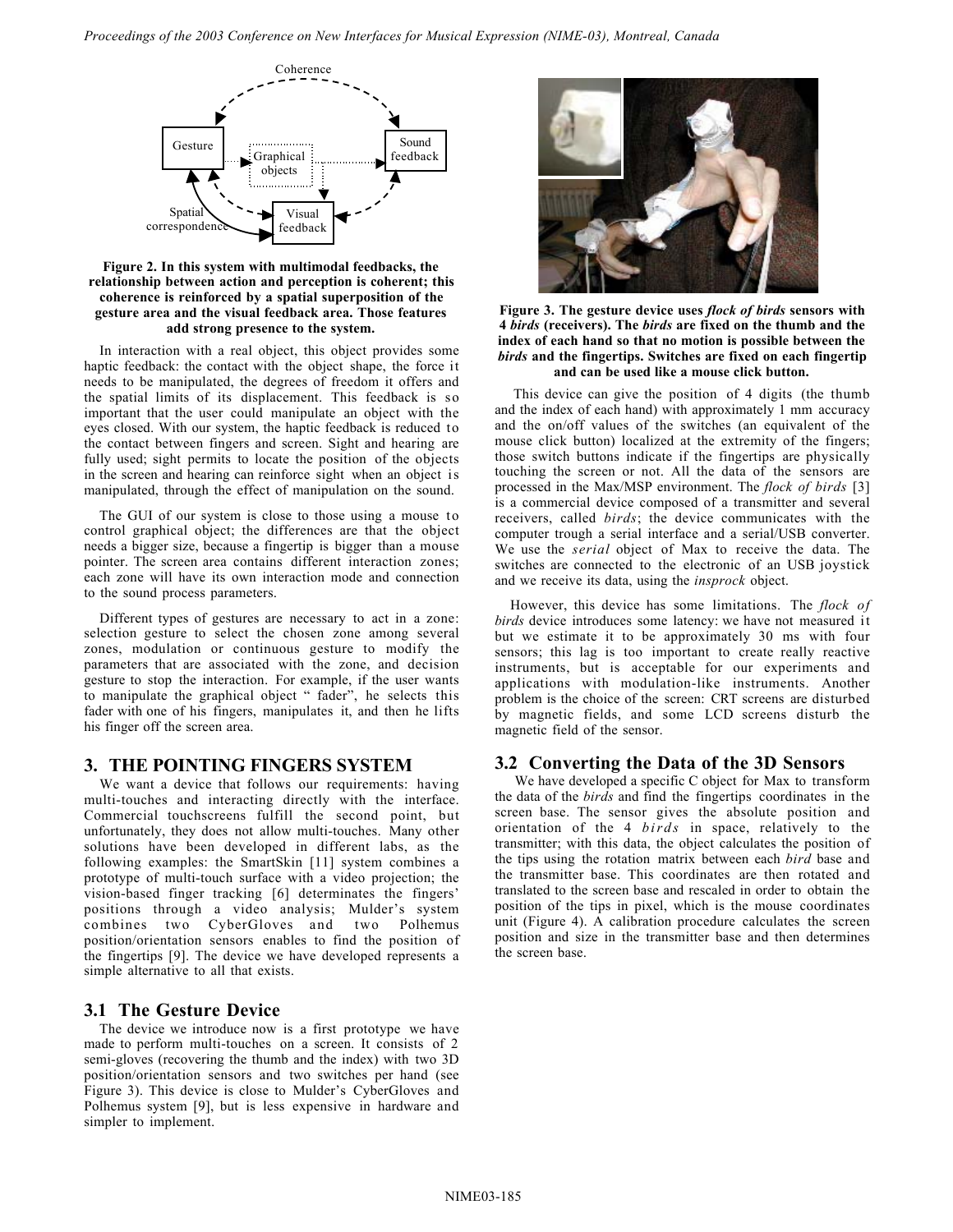**Figure 2. In this system with multimodal feedbacks, the relationship between action and perception is coherent; this coherence is reinforced by a spatial superposition of the gesture area and the visual feedback area. Those features add strong presence to the system.**

In interaction with a real object, this object provides some haptic feedback: the contact with the object shape, the force it needs to be manipulated, the degrees of freedom it offers and the spatial limits of its displacement. This feedback is so important that the user could manipulate an object with the eyes closed. With our system, the haptic feedback is reduced to the contact between fingers and screen. Sight and hearing are fully used; sight permits to locate the position of the objects in the screen and hearing can reinforce sight when an object is manipulated, through the effect of manipulation on the sound.

The GUI of our system is close to those using a mouse to control graphical object; the differences are that the object needs a bigger size, because a fingertip is bigger than a mouse pointer. The screen area contains different interaction zones; each zone will have its own interaction mode and connection to the sound process parameters.

Different types of gestures are necessary to act in a zone: selection gesture to select the chosen zone among several zones, modulation or continuous gesture to modify the parameters that are associated with the zone, and decision gesture to stop the interaction. For example, if the user wants to manipulate the graphical object " fader", he selects this fader with one of his fingers, manipulates it, and then he lifts his finger off the screen area.

## 3. THE POINTING FINGERS SYSTEM

We want a device that follows our requirements: having multi-touches and interacting directly with the interface. Commercial touchscreens fulfill the second point, but unfortunately, they does not allow multi-touches. Many other solutions have been developed in different labs, as the following examples: the SmartSkin [11] system combines a prototype of multi-touch surface with a video projection; the vision-based finger tracking [6] determinates the fingers' positions through a video analysis; Mulder's system combines two CyberGloves and two Polhemus position/orientation sensors enables to find the position of the fingertips [9]. The device we have developed represents a simple alternative to all that exists.

### 3.1 The Gesture Device

The device we introduce now is a first prototype we have made to perform multi-touches on a screen. It consists of 2 semi-gloves (recovering the thumb and the index) with two 3D position/orientation sensors and two switches per hand (see Figure 3). This device is close to Mulder's CyberGloves and Polhemus system [9], but is less expensive in hardware and simpler to implement.

**Figure 3. The gesture device uses *flock of birds* sensors with 4 *birds* (receivers). The *birds* are fixed on the thumb and the index of each hand so that no motion is possible between the *birds* and the fingertips. Switches are fixed on each fingertip and can be used like a mouse click button.**

This device can give the position of 4 digits (the thumb and the index of each hand) with approximately 1 mm accuracy and the on/off values of the switches (an equivalent of the mouse click button) localized at the extremity of the fingers; those switch buttons indicate if the fingertips are physically touching the screen or not. All the data of the sensors are processed in the Max/MSP environment. The *flock of birds* [3] is a commercial device composed of a transmitter and several receivers, called *birds*; the device communicates with the computer trough a serial interface and a serial/USB converter. We use the *serial* object of Max to receive the data. The switches are connected to the electronic of an USB joystick and we receive its data, using the *insprock* object.

However, this device has some limitations. The *flock of birds* device introduces some latency: we have not measured it but we estimate it to be approximately 30 ms with four sensors; this lag is too important to create really reactive instruments, but is acceptable for our experiments and applications with modulation-like instruments. Another problem is the choice of the screen: CRT screens are disturbed by magnetic fields, and some LCD screens disturb the magnetic field of the sensor.

### 3.2 Converting the Data of the 3D Sensors

We have developed a specific C object for Max to transform the data of the *birds* and find the fingertips coordinates in the screen base. The sensor gives the absolute position and orientation of the 4 *birds* in space, relatively to the transmitter; with this data, the object calculates the position of the tips using the rotation matrix between each *bird* base and the transmitter base. This coordinates are then rotated and translated to the screen base and rescaled in order to obtain the position of the tips in pixel, which is the mouse coordinates unit (Figure 4). A calibration procedure calculates the screen position and size in the transmitter base and then determines the screen base.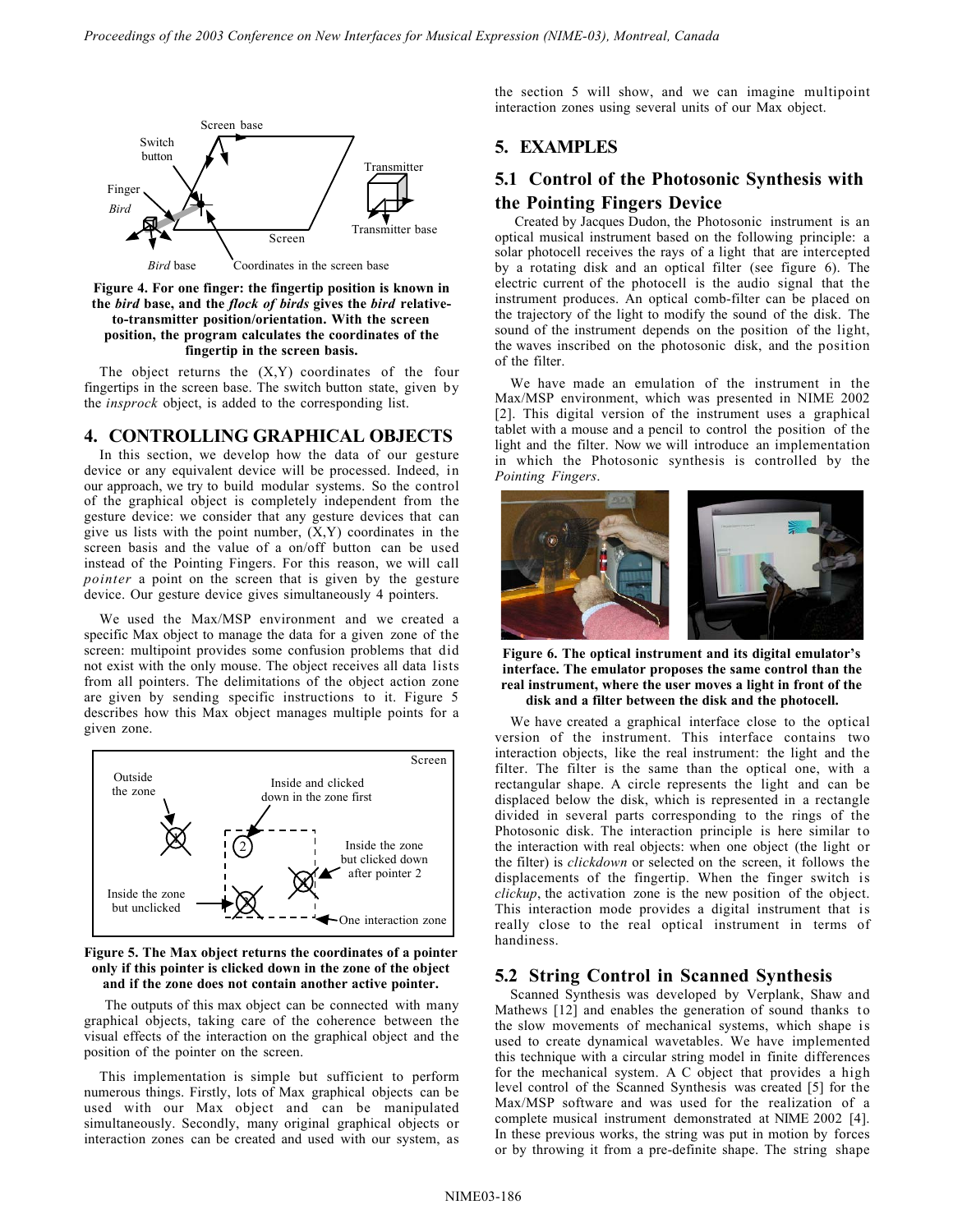**Figure 4. For one finger: the fingertip position is known in the *bird* base, and the *flock of birds* gives the *bird* relative-to-transmitter position/orientation. With the screen position, the program calculates the coordinates of the fingertip in the screen basis.**

The object returns the (X,Y) coordinates of the four fingertips in the screen base. The switch button state, given by the *insprock* object, is added to the corresponding list.

## 4. CONTROLLING GRAPHICAL OBJECTS

In this section, we develop how the data of our gesture device or any equivalent device will be processed. Indeed, in our approach, we try to build modular systems. So the control of the graphical object is completely independent from the gesture device: we consider that any gesture devices that can give us lists with the point number, (X,Y) coordinates in the screen basis and the value of a on/off button can be used instead of the Pointing Fingers. For this reason, we will call *pointer* a point on the screen that is given by the gesture device. Our gesture device gives simultaneously 4 pointers.

We used the Max/MSP environment and we created a specific Max object to manage the data for a given zone of the screen: multipoint provides some confusion problems that did not exist with the only mouse. The object receives all data lists from all pointers. The delimitations of the object action zone are given by sending specific instructions to it. Figure 5 describes how this Max object manages multiple points for a given zone.

**Figure 5. The Max object returns the coordinates of a pointer only if this pointer is clicked down in the zone of the object and if the zone does not contain another active pointer.**

The outputs of this max object can be connected with many graphical objects, taking care of the coherence between the visual effects of the interaction on the graphical object and the position of the pointer on the screen.

This implementation is simple but sufficient to perform numerous things. Firstly, lots of Max graphical objects can be used with our Max object and can be manipulated simultaneously. Secondly, many original graphical objects or interaction zones can be created and used with our system, as the section 5 will show, and we can imagine multipoint interaction zones using several units of our Max object.

## 5. EXAMPLES

### 5.1 Control of the Photosonic Synthesis with the Pointing Fingers Device

Created by Jacques Dudon, the Photosonic instrument is an optical musical instrument based on the following principle: a solar photocell receives the rays of a light that are intercepted by a rotating disk and an optical filter (see figure 6). The electric current of the photocell is the audio signal that the instrument produces. An optical comb-filter can be placed on the trajectory of the light to modify the sound of the disk. The sound of the instrument depends on the position of the light, the waves inscribed on the photosonic disk, and the position of the filter.

We have made an emulation of the instrument in the Max/MSP environment, which was presented in NIME 2002 [2]. This digital version of the instrument uses a graphical tablet with a mouse and a pencil to control the position of the light and the filter. Now we will introduce an implementation in which the Photosonic synthesis is controlled by the *Pointing Fingers*.

**Figure 6. The optical instrument and its digital emulator's interface. The emulator proposes the same control than the real instrument, where the user moves a light in front of the disk and a filter between the disk and the photocell.**

We have created a graphical interface close to the optical version of the instrument. This interface contains two interaction objects, like the real instrument: the light and the filter. The filter is the same than the optical one, with a rectangular shape. A circle represents the light and can be displaced below the disk, which is represented in a rectangle divided in several parts corresponding to the rings of the Photosonic disk. The interaction principle is here similar to the interaction with real objects: when one object (the light or the filter) is *clickdown* or selected on the screen, it follows the displacements of the fingertip. When the finger switch is *clickup*, the activation zone is the new position of the object. This interaction mode provides a digital instrument that is really close to the real optical instrument in terms of handiness.

### 5.2 String Control in Scanned Synthesis

Scanned Synthesis was developed by Verplank, Shaw and Mathews [12] and enables the generation of sound thanks to the slow movements of mechanical systems, which shape is used to create dynamical wavetables. We have implemented this technique with a circular string model in finite differences for the mechanical system. A C object that provides a high level control of the Scanned Synthesis was created [5] for the Max/MSP software and was used for the realization of a complete musical instrument demonstrated at NIME 2002 [4]. In these previous works, the string was put in motion by forces or by throwing it from a pre-definite shape. The string shape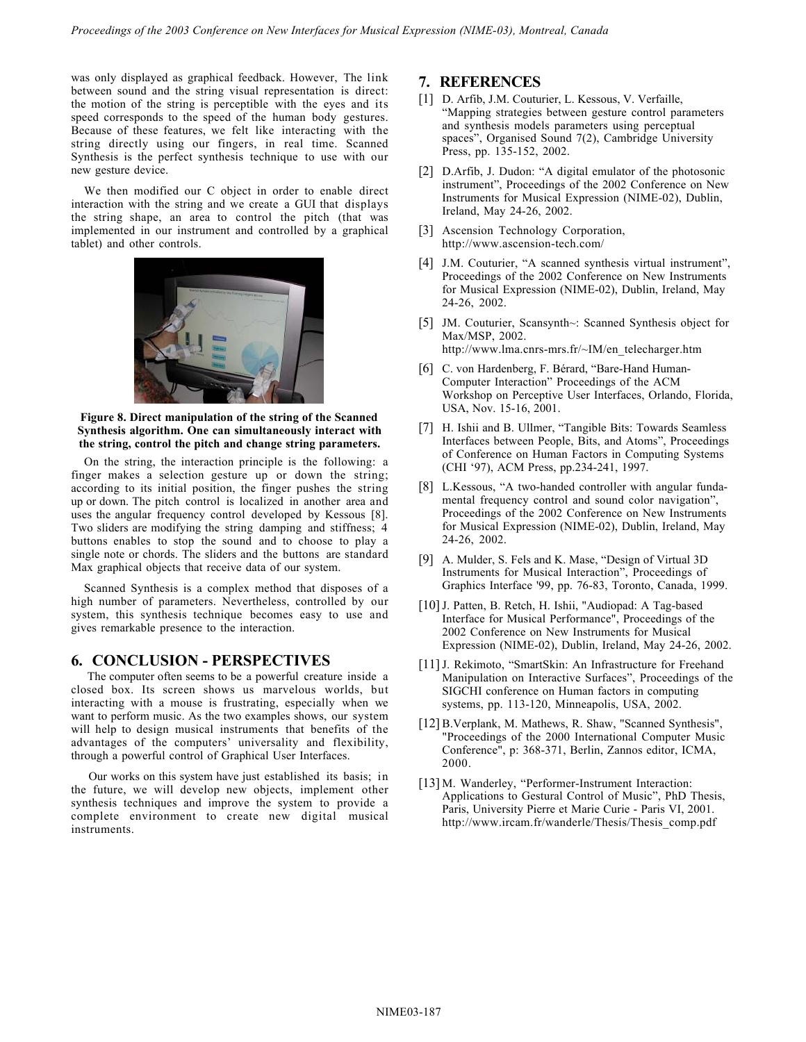was only displayed as graphical feedback. However, The link between sound and the string visual representation is direct: the motion of the string is perceptible with the eyes and its speed corresponds to the speed of the human body gestures. Because of these features, we felt like interacting with the string directly using our fingers, in real time. Scanned Synthesis is the perfect synthesis technique to use with our new gesture device.

We then modified our C object in order to enable direct interaction with the string and we create a GUI that displays the string shape, an area to control the pitch (that was implemented in our instrument and controlled by a graphical tablet) and other controls.

**Figure 8. Direct manipulation of the string of the Scanned Synthesis algorithm. One can simultaneously interact with the string, control the pitch and change string parameters.**

On the string, the interaction principle is the following: a finger makes a selection gesture up or down the string; according to its initial position, the finger pushes the string up or down. The pitch control is localized in another area and uses the angular frequency control developed by Kessous [8]. Two sliders are modifying the string damping and stiffness; 4 buttons enables to stop the sound and to choose to play a single note or chords. The sliders and the buttons are standard Max graphical objects that receive data of our system.

Scanned Synthesis is a complex method that disposes of a high number of parameters. Nevertheless, controlled by our system, this synthesis technique becomes easy to use and gives remarkable presence to the interaction.

## 6. CONCLUSION - PERSPECTIVES

The computer often seems to be a powerful creature inside a closed box. Its screen shows us marvelous worlds, but interacting with a mouse is frustrating, especially when we want to perform music. As the two examples shows, our system will help to design musical instruments that benefits of the advantages of the computers' universality and flexibility, through a powerful control of Graphical User Interfaces.

Our works on this system have just established its basis; in the future, we will develop new objects, implement other synthesis techniques and improve the system to provide a complete environment to create new digital musical instruments.

## 7. REFERENCES

[1] D. Arfib, J.M. Couturier, L. Kessous, V. Verfaille, "Mapping strategies between gesture control parameters and synthesis models parameters using perceptual spaces", Organised Sound 7(2), Cambridge University Press, pp. 135-152, 2002.

[2] D.Arfib, J. Dudon: "A digital emulator of the photosonic instrument", Proceedings of the 2002 Conference on New Instruments for Musical Expression (NIME-02), Dublin, Ireland, May 24-26, 2002.

[3] Ascension Technology Corporation, http://www.ascension-tech.com/

[4] J.M. Couturier, "A scanned synthesis virtual instrument", Proceedings of the 2002 Conference on New Instruments for Musical Expression (NIME-02), Dublin, Ireland, May 24-26, 2002.

[5] JM. Couturier, Scansynth~: Scanned Synthesis object for Max/MSP, 2002. http://www.lma.cnrs-mrs.fr/~IM/en_telecharger.htm

[6] C. von Hardenberg, F. Bérard, "Bare-Hand Human-Computer Interaction" Proceedings of the ACM Workshop on Perceptive User Interfaces, Orlando, Florida, USA, Nov. 15-16, 2001.

[7] H. Ishii and B. Ullmer, "Tangible Bits: Towards Seamless Interfaces between People, Bits, and Atoms", Proceedings of Conference on Human Factors in Computing Systems (CHI '97), ACM Press, pp.234-241, 1997.

[8] L.Kessous, "A two-handed controller with angular fundamental frequency control and sound color navigation", Proceedings of the 2002 Conference on New Instruments for Musical Expression (NIME-02), Dublin, Ireland, May 24-26, 2002.

[9] A. Mulder, S. Fels and K. Mase, "Design of Virtual 3D Instruments for Musical Interaction", Proceedings of Graphics Interface '99, pp. 76-83, Toronto, Canada, 1999.

[10] J. Patten, B. Retch, H. Ishii, "Audiopad: A Tag-based Interface for Musical Performance", Proceedings of the 2002 Conference on New Instruments for Musical Expression (NIME-02), Dublin, Ireland, May 24-26, 2002.

[11] J. Rekimoto, "SmartSkin: An Infrastructure for Freehand Manipulation on Interactive Surfaces", Proceedings of the SIGCHI conference on Human factors in computing systems, pp. 113-120, Minneapolis, USA, 2002.

[12] B.Verplank, M. Mathews, R. Shaw, "Scanned Synthesis", "Proceedings of the 2000 International Computer Music Conference", p: 368-371, Berlin, Zannos editor, ICMA, 2000.

[13] M. Wanderley, "Performer-Instrument Interaction: Applications to Gestural Control of Music", PhD Thesis, Paris, University Pierre et Marie Curie - Paris VI, 2001. http://www.ircam.fr/wanderle/Thesis/Thesis_comp.pdf